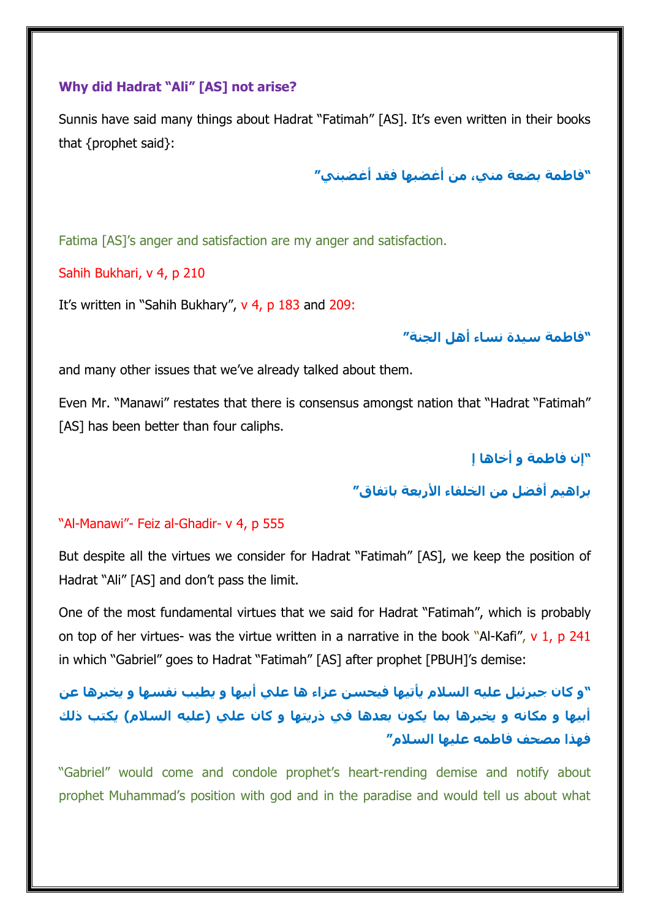### Why did Hadrat "Ali" [AS] not arise?

Sunnis have said many things about Hadrat "Fatimah" [AS]. It's even written in their books that {prophet said}:

**"فاطمة بضعة مني، من أغضبها فقد أغضبني"**

Fatima [AS]'s anger and satisfaction are my anger and satisfaction.

Sahih Bukhari, v 4, p 210

It's written in "Sahih Bukhary", v 4, p 183 and 209:

**"فاطمة سيدة نساء أهل الجنة"**

and many other issues that we've already talked about them.

Even Mr. "Manawi" restates that there is consensus amongst nation that "Hadrat "Fatimah" [AS] has been better than four caliphs.

**"إن فاطمة و أخاها إ**

**براهيم أفضل من الخلفاء الأربعة باتفاق"**

"Al-Manawi"- Feiz al-Ghadir- v 4, p 555

But despite all the virtues we consider for Hadrat "Fatimah" [AS], we keep the position of Hadrat "Ali" [AS] and don't pass the limit.

One of the most fundamental virtues that we said for Hadrat "Fatimah", which is probably on top of her virtues- was the virtue written in a narrative in the book "Al-Kafi", v 1, p 241 in which "Gabriel" goes to Hadrat "Fatimah" [AS] after prophet [PBUH]'s demise:

**"و كان جبرئيل عليه السلام يأتيها فيحسن عزاء ها علي أبيها و يطيب نفسها و يخبرها عن أبيها و مكانه و يخبرها بما يكون بعدها في ذريتها و كان علي (عليه السلام) يكتب ذلك فهذا مصحف فاطمه عليها السلام"**

"Gabriel" would come and condole prophet's heart-rending demise and notify about prophet Muhammad's position with god and in the paradise and would tell us about what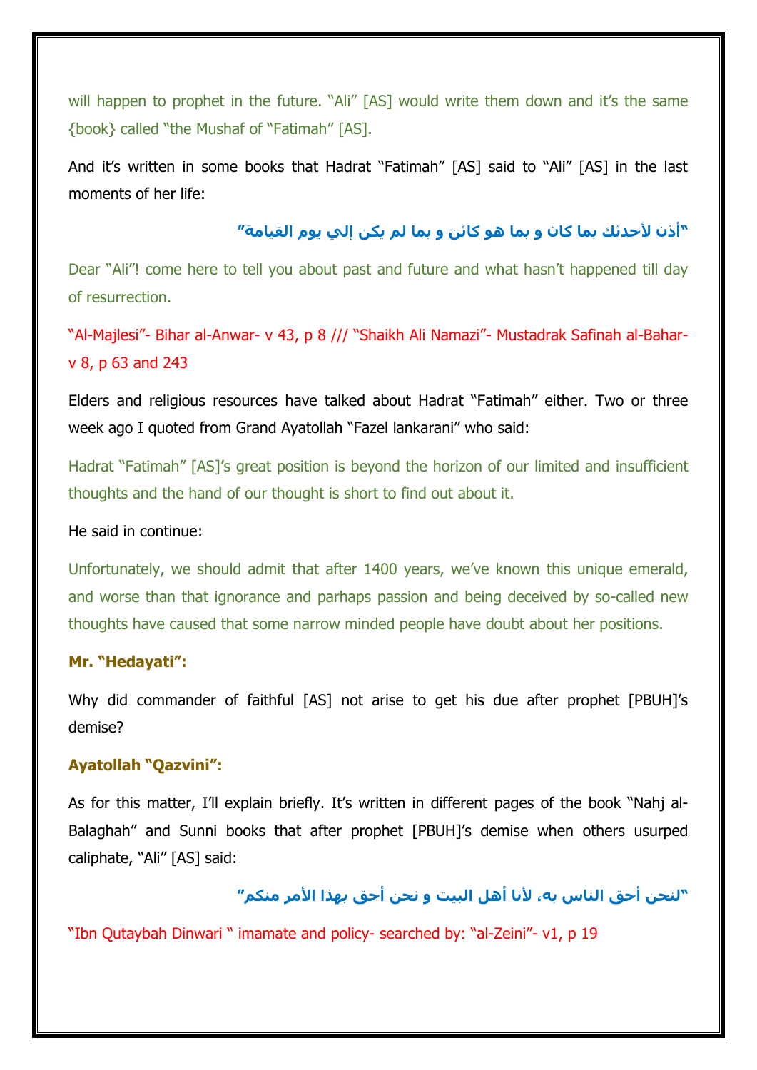will happen to prophet in the future. “Ali” [AS] would write them down and it’s the same {book} called “the Mushaf of “Fatimah” [AS].

And it’s written in some books that Hadrat “Fatimah” [AS] said to “Ali” [AS] in the last moments of her life:

**“أذن لأحدثك بما كان و بما هو كائن و بما لم يكن إلي يوم القيامة”**

Dear “Ali”! come here to tell you about past and future and what hasn’t happened till day of resurrection.

“Al-Majlesi”- Bihar al-Anwar- v 43, p 8 /// “Shaikh Ali Namazi”- Mustadrak Safinah al-Bahar- v 8, p 63 and 243

Elders and religious resources have talked about Hadrat “Fatimah” either. Two or three week ago I quoted from Grand Ayatollah “Fazel lankarani” who said:

Hadrat “Fatimah” [AS]’s great position is beyond the horizon of our limited and insufficient thoughts and the hand of our thought is short to find out about it.

He said in continue:

Unfortunately, we should admit that after 1400 years, we’ve known this unique emerald, and worse than that ignorance and parhaps passion and being deceived by so-called new thoughts have caused that some narrow minded people have doubt about her positions.

**Mr. “Hedayati”:**

Why did commander of faithful [AS] not arise to get his due after prophet [PBUH]’s demise?

**Ayatollah “Qazvini”:**

As for this matter, I’ll explain briefly. It’s written in different pages of the book “Nahj al-Balaghah” and Sunni books that after prophet [PBUH]’s demise when others usurped caliphate, “Ali” [AS] said:

**“لنحن أحق الناس به، لأنا أهل البيت و نحن أحق بهذا الأمر منكم”**

“Ibn Qutaybah Dinwari “ imamate and policy- searched by: “al-Zeini”- v1, p 19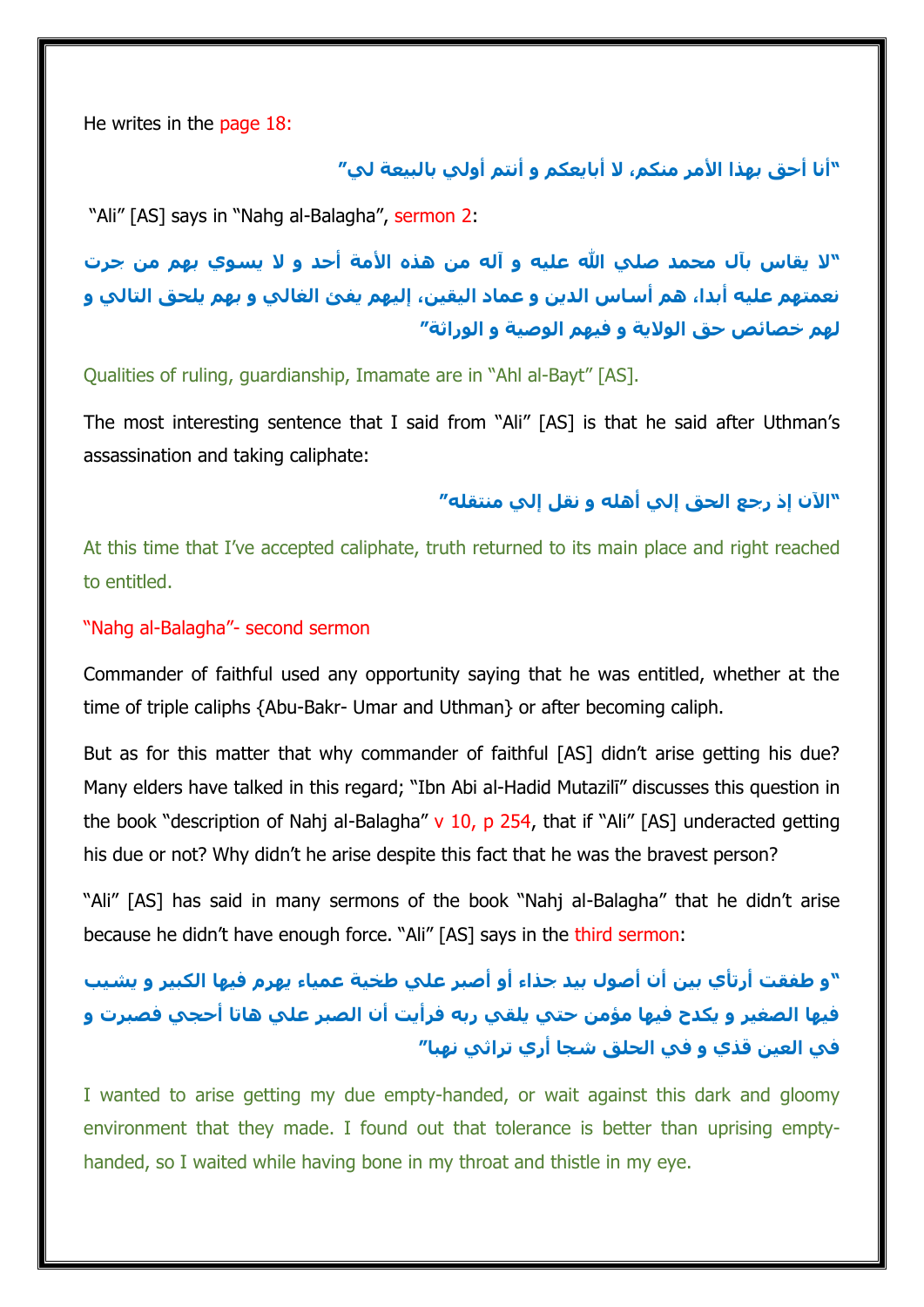He writes in the page 18:

**"أنا أحق بهذا الأمر منكم، لا أبايعكم و أنتم أولي بالبيعة لي"**

"Ali" [AS] says in "Nahg al-Balagha", sermon 2:

**"لا يقاس بآل محمد صلي الله عليه و آله من هذه الأمة أحد و لا يسوي بهم من جرت نعمتهم عليه أبدا، هم أساس الدين و عماد اليقين، إليهم يفئ الغالي و بهم يلحق التالي و لهم خصائص حق الولاية و فيهم الوصية و الوراثة"**

Qualities of ruling, guardianship, Imamate are in "Ahl al-Bayt" [AS].

The most interesting sentence that I said from "Ali" [AS] is that he said after Uthman's assassination and taking caliphate:

**"الآن إذ رجع الحق إلي أهله و نقل إلي منتقله"**

At this time that I've accepted caliphate, truth returned to its main place and right reached to entitled.

"Nahg al-Balagha"- second sermon

Commander of faithful used any opportunity saying that he was entitled, whether at the time of triple caliphs {Abu-Bakr- Umar and Uthman} or after becoming caliph.

But as for this matter that why commander of faithful [AS] didn't arise getting his due? Many elders have talked in this regard; "Ibn Abi al-Hadid Mutazilī" discusses this question in the book "description of Nahj al-Balagha" v 10, p 254, that if "Ali" [AS] underacted getting his due or not? Why didn't he arise despite this fact that he was the bravest person?

"Ali" [AS] has said in many sermons of the book "Nahj al-Balagha" that he didn't arise because he didn't have enough force. "Ali" [AS] says in the third sermon:

**"و طفقت أرتأي بين أن أصول بيد جذاء أو أصبر علي طخية عمياء يهرم فيها الكبير و يشيب فيها الصغير و يكدح فيها مؤمن حتي يلقي ربه فرأيت أن الصبر علي هاتا أحجي فصبرت و في العين قذي و في الحلق شجا أري تراثي نهبا"**

I wanted to arise getting my due empty-handed, or wait against this dark and gloomy environment that they made. I found out that tolerance is better than uprising empty-handed, so I waited while having bone in my throat and thistle in my eye.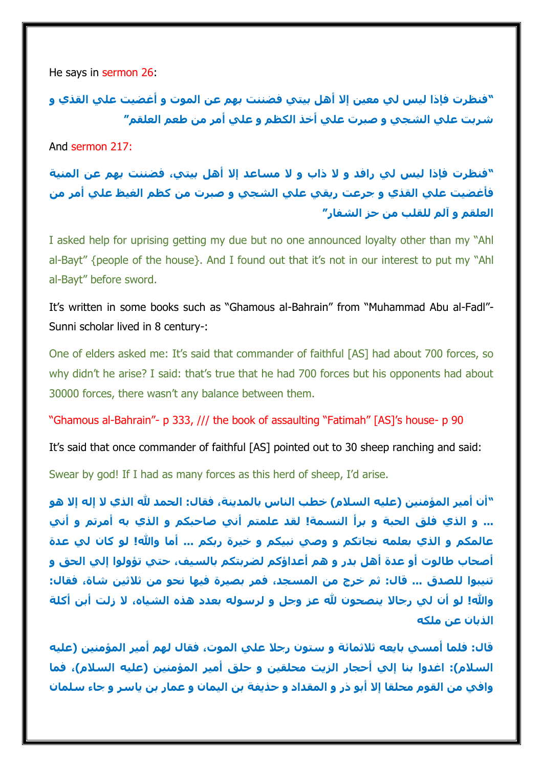He says in sermon 26:

**"فنظرت فإذا ليس لي معين إلا أهل بيتي فضننت بهم عن الموت و أغضيت علي القذي و شربت علي الشجي و صبرت علي أخذ الكظم و علي أمر من طعم العلقم"**

And sermon 217:

**"فنظرت فإذا ليس لي رافد و لا ذاب و لا مساعد إلا أهل بيتي، فضننت بهم عن المنية فأغضيت علي القذي و جرعت ريقي علي الشجي و صبرت من كظم الغيظ علي أمر من العلقم و آلم للقلب من حز الشفار"**

I asked help for uprising getting my due but no one announced loyalty other than my "Ahl al-Bayt" {people of the house}. And I found out that it's not in our interest to put my "Ahl al-Bayt" before sword.

It's written in some books such as "Ghamous al-Bahrain" from "Muhammad Abu al-Fadl"- Sunni scholar lived in 8 century-:

One of elders asked me: It's said that commander of faithful [AS] had about 700 forces, so why didn't he arise? I said: that's true that he had 700 forces but his opponents had about 30000 forces, there wasn't any balance between them.

"Ghamous al-Bahrain"- p 333, /// the book of assaulting "Fatimah" [AS]'s house- p 90

It's said that once commander of faithful [AS] pointed out to 30 sheep ranching and said:

Swear by god! If I had as many forces as this herd of sheep, I'd arise.

**"أن أمير المؤمنين (عليه السلام) خطب الناس بالمدينة، فقال: الحمد لله الذي لا إله إلا هو ... و الذي فلق الحبة و برأ النسمة! لقد علمتم أني صاحبكم و الذي به أمرتم و أني عالمكم و الذي بعلمه نجاتكم و وصي نبيكم و خيرة ربكم ... أما والله! لو كان لي عدة أصحاب طالوت أو عدة أهل بدر و هم أعداؤكم لضربتكم بالسيف، حتي تؤولوا إلي الحق و تنيبوا للصدق ... قال: ثم خرج من المسجد، فمر بصيرة فيها نحو من ثلاثين شاة، فقال: والله! لو أن لي رجالا ينصحون لله عز وجل و لرسوله بعدد هذه الشياه، لا زلت أبن أكلة الذبان عن ملكه**

**قال: فلما أمسي بايعه ثلاثمائة و ستون رجلا علي الموت، فقال لهم أمير المؤمنين (عليه السلام): اغدوا بنا إلي أحجار الزيت محلقين و حلق أمير المؤمنين (عليه السلام)، فما وافي من القوم محلقا إلا أبو ذر و المقداد و حذيفة بن اليمان و عمار بن ياسر و جاء سلمان**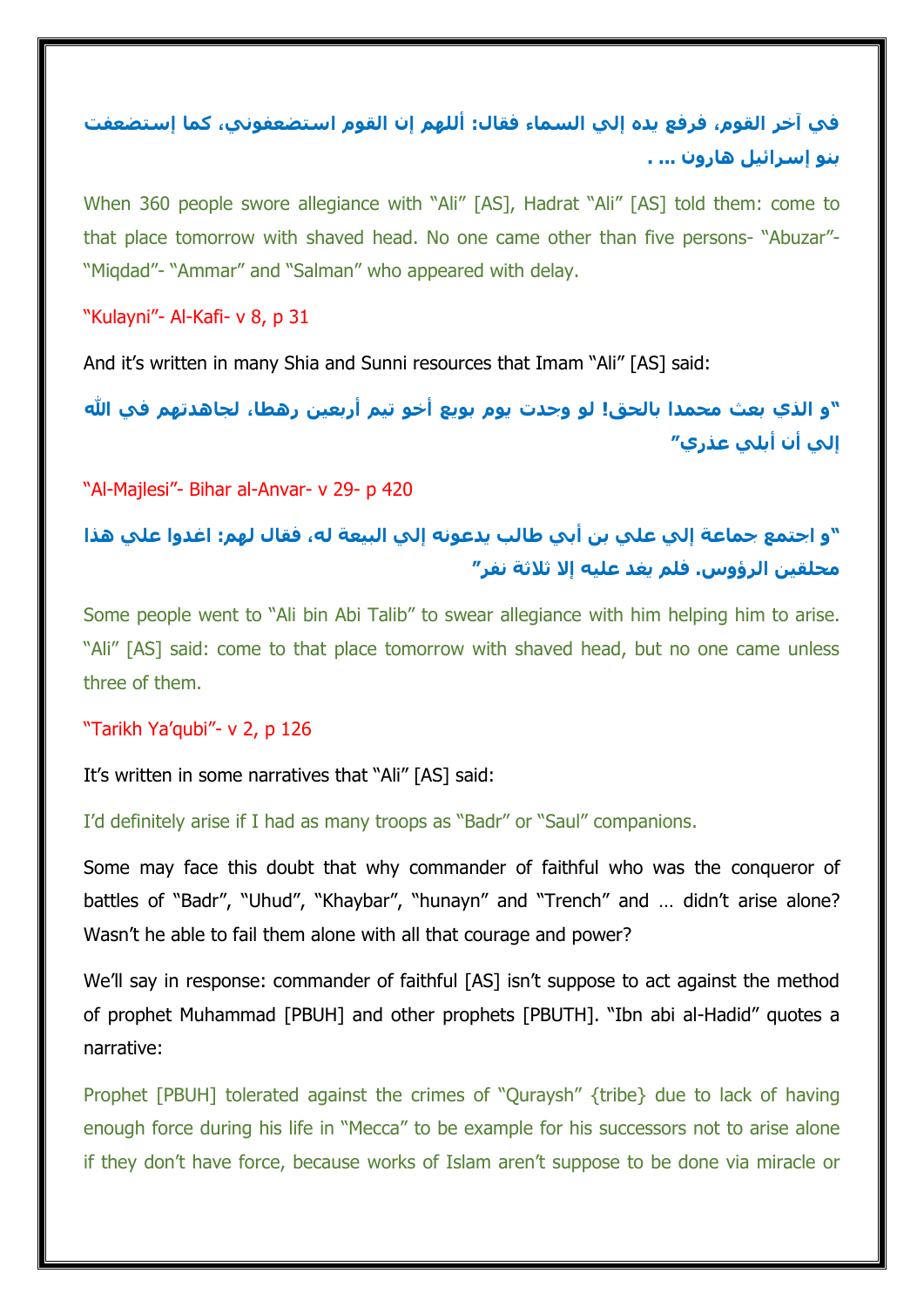**في آخر القوم، فرفع يده إلي السماء فقال: ألهم إن القوم استضعفوني، كما إستضعفت بنو إسرائيل هارون ... .**

When 360 people swore allegiance with "Ali" [AS], Hadrat "Ali" [AS] told them: come to that place tomorrow with shaved head. No one came other than five persons- "Abuzar"- "Miqdad"- "Ammar" and "Salman" who appeared with delay.

"Kulayni"- Al-Kafi- v 8, p 31

And it's written in many Shia and Sunni resources that Imam "Ali" [AS] said:

**"و الذي بعث محمدا بالحق! لو وجدت يوم بويع أخو تيم أربعين رهطا، لجاهدتهم في الله إلي أن أبلي عذري"**

"Al-Majlesi"- Bihar al-Anvar- v 29- p 420

**"و اجتمع جماعة إلي علي بن أبي طالب يدعونه إلي البيعة له، فقال لهم: اغدوا علي هذا محلقين الرؤوس. فلم يغد عليه إلا ثلاثة نفر"**

Some people went to "Ali bin Abi Talib" to swear allegiance with him helping him to arise. "Ali" [AS] said: come to that place tomorrow with shaved head, but no one came unless three of them.

"Tarikh Ya'qubi"- v 2, p 126

It's written in some narratives that "Ali" [AS] said:

I'd definitely arise if I had as many troops as "Badr" or "Saul" companions.

Some may face this doubt that why commander of faithful who was the conqueror of battles of "Badr", "Uhud", "Khaybar", "hunayn" and "Trench" and … didn't arise alone? Wasn't he able to fail them alone with all that courage and power?

We'll say in response: commander of faithful [AS] isn't suppose to act against the method of prophet Muhammad [PBUH] and other prophets [PBUTH]. "Ibn abi al-Hadid" quotes a narrative:

Prophet [PBUH] tolerated against the crimes of "Quraysh" {tribe} due to lack of having enough force during his life in "Mecca" to be example for his successors not to arise alone if they don't have force, because works of Islam aren't suppose to be done via miracle or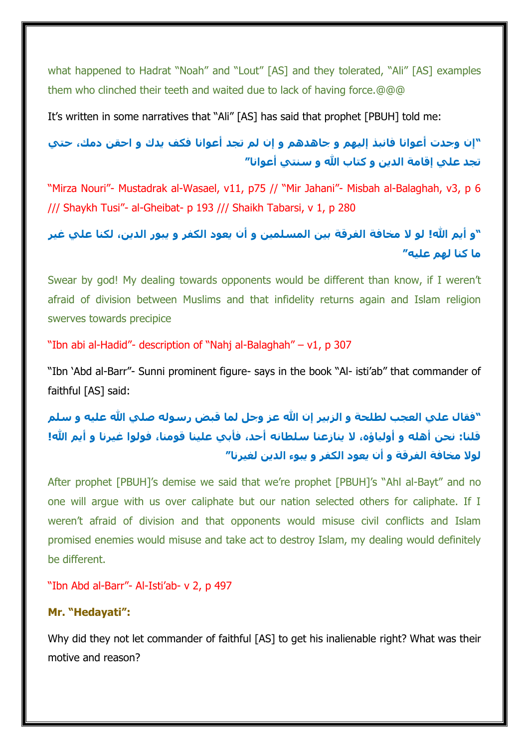what happened to Hadrat “Noah” and “Lout” [AS] and they tolerated, “Ali” [AS] examples them who clinched their teeth and waited due to lack of having force.@@@

It’s written in some narratives that “Ali” [AS] has said that prophet [PBUH] told me:

**“إن وجدت أعوانا فانبذ إليهم و جاهدهم و إن لم تجد أعوانا فكف يدك و احقن دمك، حتي تجد علي إقامة الدين و كتاب الله و سنتي أعوانا”**

“Mirza Nouri”- Mustadrak al-Wasael, v11, p75 // “Mir Jahani”- Misbah al-Balaghah, v3, p 6 /// Shaykh Tusi”- al-Gheibat- p 193 /// Shaikh Tabarsi, v 1, p 280

**“و أيم الله! لو لا مخافة الفرقة بين المسلمين و أن يعود الكفر و يبور الدين، لكنا علي غير ما كنا لهم عليه”**

Swear by god! My dealing towards opponents would be different than know, if I weren’t afraid of division between Muslims and that infidelity returns again and Islam religion swerves towards precipice

“Ibn abi al-Hadid”- description of “Nahj al-Balaghah” – v1, p 307

“Ibn ‘Abd al-Barr”- Sunni prominent figure- says in the book “Al- isti’ab” that commander of faithful [AS] said:

**“فقال علي العجب لطلحة و الزبير إن الله عز وجل لما قبض رسوله صلي الله عليه و سلم قلنا: نحن أهله و أولياؤه، لا ينازعنا سلطانه أحد، فأبي علينا قومنا، فولوا غيرنا و أيم الله! لولا مخافة الفرقة و أن يعود الكفر و يبوء الدين لغيرنا”**

After prophet [PBUH]’s demise we said that we’re prophet [PBUH]’s “Ahl al-Bayt” and no one will argue with us over caliphate but our nation selected others for caliphate. If I weren’t afraid of division and that opponents would misuse civil conflicts and Islam promised enemies would misuse and take act to destroy Islam, my dealing would definitely be different.

“Ibn Abd al-Barr”- Al-Isti’ab- v 2, p 497

**Mr. “Hedayati”:**

Why did they not let commander of faithful [AS] to get his inalienable right? What was their motive and reason?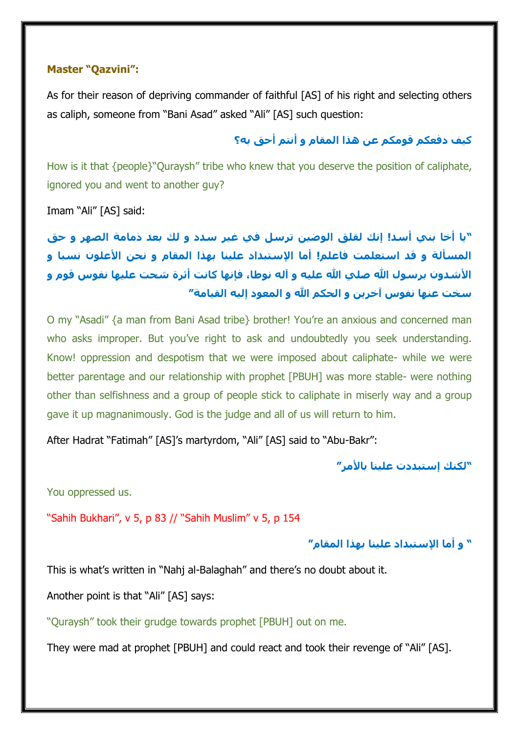**Master "Qazvini":**

As for their reason of depriving commander of faithful [AS] of his right and selecting others as caliph, someone from "Bani Asad" asked "Ali" [AS] such question:

**كيف دفعكم قومكم عن هذا المقام و أنتم أحق به؟**

How is it that {people}"Quraysh" tribe who knew that you deserve the position of caliphate, ignored you and went to another guy?

Imam "Ali" [AS] said:

**"يا أخا بني أسد! إنك لقلق الوضين ترسل في غير سدد و لك بعد ذمامة الصهر و حق المسألة و قد استعلمت فاعلم! أما الإستبداد علينا بهذا المقام و نحن الأعلون نسبا و الأشدون برسول الله صلي الله عليه و آله نوطا، فإنها كانت أثرة شحت عليها نفوس قوم و سخت عنها نفوس آخرين و الحكم الله و المعود إليه القيامة"**

O my "Asadi" {a man from Bani Asad tribe} brother! You're an anxious and concerned man who asks improper. But you've right to ask and undoubtedly you seek understanding. Know! oppression and despotism that we were imposed about caliphate- while we were better parentage and our relationship with prophet [PBUH] was more stable- were nothing other than selfishness and a group of people stick to caliphate in miserly way and a group gave it up magnanimously. God is the judge and all of us will return to him.

After Hadrat "Fatimah" [AS]'s martyrdom, "Ali" [AS] said to "Abu-Bakr":

**"لكنك إستبددت علينا بالأمر"**

You oppressed us.

"Sahih Bukhari", v 5, p 83 // "Sahih Muslim" v 5, p 154

**" و أما الإستبداد علينا بهذا المقام"**

This is what's written in "Nahj al-Balaghah" and there's no doubt about it.

Another point is that "Ali" [AS] says:

"Quraysh" took their grudge towards prophet [PBUH] out on me.

They were mad at prophet [PBUH] and could react and took their revenge of "Ali" [AS].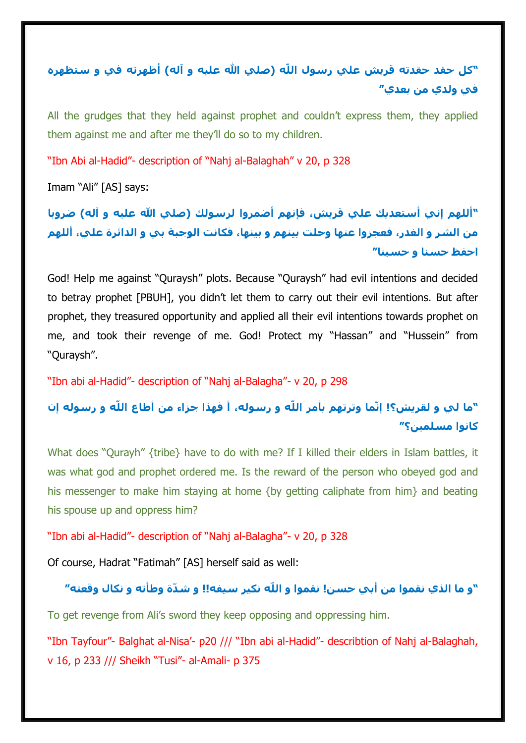**"كل حقد حقدته قريش علي رسول اللّه (صلي اللّه عليه و آله) أظهرته في و ستظهره في ولدي من بعدي"**

All the grudges that they held against prophet and couldn't express them, they applied them against me and after me they'll do so to my children.

"Ibn Abi al-Hadid"- description of "Nahj al-Balaghah" v 20, p 328

Imam "Ali" [AS] says:

**"أللهم إني أستعديك علي قريش، فإنهم أضمروا لرسولك (صلي اللّه عليه و آله) ضروبا من الشر و الغدر، فعجزوا عنها وحلت بينهم و بينها، فكانت الوجبة بي و الدائرة علي، أللهم احفظ حسنا و حسينا"**

God! Help me against "Quraysh" plots. Because "Quraysh" had evil intentions and decided to betray prophet [PBUH], you didn't let them to carry out their evil intentions. But after prophet, they treasured opportunity and applied all their evil intentions towards prophet on me, and took their revenge of me. God! Protect my "Hassan" and "Hussein" from "Quraysh".

"Ibn abi al-Hadid"- description of "Nahj al-Balagha"- v 20, p 298

**"ما لي و لقريش؟! إنّما وترتهم بأمر اللّه و رسوله، أ فهذا جزاء من أطاع اللّه و رسوله إن كانوا مسلمين؟"**

What does "Qurayh" {tribe} have to do with me? If I killed their elders in Islam battles, it was what god and prophet ordered me. Is the reward of the person who obeyed god and his messenger to make him staying at home {by getting caliphate from him} and beating his spouse up and oppress him?

"Ibn abi al-Hadid"- description of "Nahj al-Balagha"- v 20, p 328

Of course, Hadrat "Fatimah" [AS] herself said as well:

**"و ما الذي نقموا من أبي حسن! نقموا و اللّه نكير سيفه!! و شدّة وطأته و نكال وقعته"**

To get revenge from Ali's sword they keep opposing and oppressing him.

"Ibn Tayfour"- Balghat al-Nisa'- p20 /// "Ibn abi al-Hadid"- describtion of Nahj al-Balaghah, v 16, p 233 /// Sheikh "Tusi"- al-Amali- p 375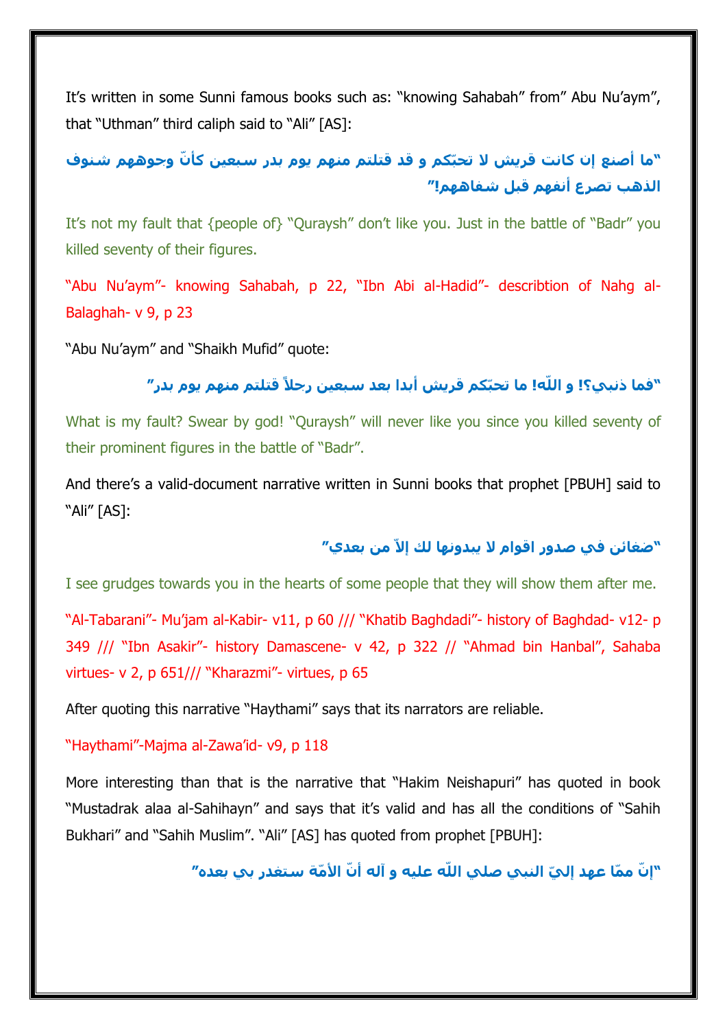It's written in some Sunni famous books such as: "knowing Sahabah" from" Abu Nu'aym", that "Uthman" third caliph said to "Ali" [AS]:

**"ما أصنع إن كانت قريش لا تحبّكم و قد قتلتم منهم يوم بدر سبعين كأنّ وجوههم شنوف الذهب تصرع أنفهم قبل شفاههم!"**

It's not my fault that {people of} "Quraysh" don't like you. Just in the battle of "Badr" you killed seventy of their figures.

"Abu Nu'aym"- knowing Sahabah, p 22, "Ibn Abi al-Hadid"- describtion of Nahg al-Balaghah- v 9, p 23

"Abu Nu'aym" and "Shaikh Mufid" quote:

**"فما ذنبي؟! و اللّه! ما تحبّكم قريش أبدا بعد سبعين رجلاً قتلتم منهم يوم بدر"**

What is my fault? Swear by god! "Quraysh" will never like you since you killed seventy of their prominent figures in the battle of "Badr".

And there's a valid-document narrative written in Sunni books that prophet [PBUH] said to "Ali" [AS]:

**"ضغائن في صدور اقوام لا يبدونها لك إلاّ من بعدي"**

I see grudges towards you in the hearts of some people that they will show them after me.

"Al-Tabarani"- Mu'jam al-Kabir- v11, p 60 /// "Khatib Baghdadi"- history of Baghdad- v12- p 349 /// "Ibn Asakir"- history Damascene- v 42, p 322 // "Ahmad bin Hanbal", Sahaba virtues- v 2, p 651/// "Kharazmi"- virtues, p 65

After quoting this narrative "Haythami" says that its narrators are reliable.

"Haythami"-Majma al-Zawa'id- v9, p 118

More interesting than that is the narrative that "Hakim Neishapuri" has quoted in book "Mustadrak alaa al-Sahihayn" and says that it's valid and has all the conditions of "Sahih Bukhari" and "Sahih Muslim". "Ali" [AS] has quoted from prophet [PBUH]:

**"إنّ ممّا عهد إليّ النبي صلي اللّه عليه و آله أنّ الأمّة ستغدر بي بعده"**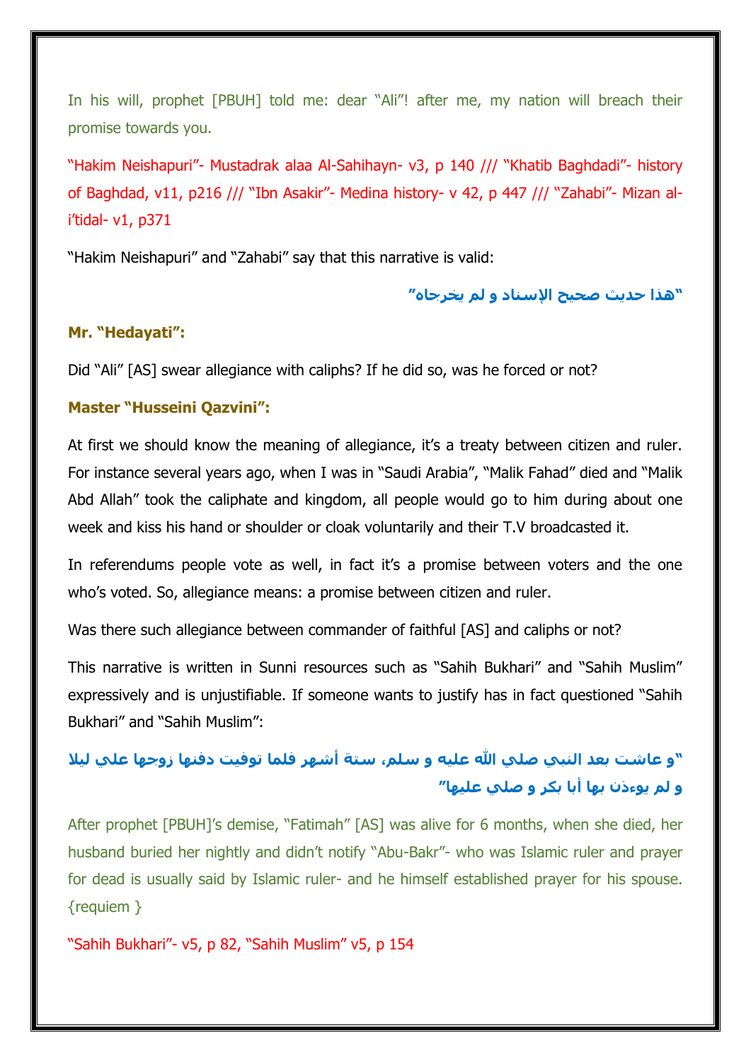In his will, prophet [PBUH] told me: dear "Ali"! after me, my nation will breach their promise towards you.

"Hakim Neishapuri"- Mustadrak alaa Al-Sahihayn- v3, p 140 /// "Khatib Baghdadi"- history of Baghdad, v11, p216 /// "Ibn Asakir"- Medina history- v 42, p 447 /// "Zahabi"- Mizan al-i'tidal- v1, p371

"Hakim Neishapuri" and "Zahabi" say that this narrative is valid:

"هذا حديث صحيح الإسناد و لم يخرجاه"

**Mr. "Hedayati":**

Did "Ali" [AS] swear allegiance with caliphs? If he did so, was he forced or not?

**Master "Husseini Qazvini":**

At first we should know the meaning of allegiance, it's a treaty between citizen and ruler. For instance several years ago, when I was in "Saudi Arabia", "Malik Fahad" died and "Malik Abd Allah" took the caliphate and kingdom, all people would go to him during about one week and kiss his hand or shoulder or cloak voluntarily and their T.V broadcasted it.

In referendums people vote as well, in fact it's a promise between voters and the one who's voted. So, allegiance means: a promise between citizen and ruler.

Was there such allegiance between commander of faithful [AS] and caliphs or not?

This narrative is written in Sunni resources such as "Sahih Bukhari" and "Sahih Muslim" expressively and is unjustifiable. If someone wants to justify has in fact questioned "Sahih Bukhari" and "Sahih Muslim":

"و عاشت بعد النبي صلي الله عليه و سلم، ستة أشهر فلما توفيت دفنها زوجها علي ليلا و لم يوءذن بها أبا بكر و صلي عليها"

After prophet [PBUH]'s demise, "Fatimah" [AS] was alive for 6 months, when she died, her husband buried her nightly and didn't notify "Abu-Bakr"- who was Islamic ruler and prayer for dead is usually said by Islamic ruler- and he himself established prayer for his spouse. {requiem }

"Sahih Bukhari"- v5, p 82, "Sahih Muslim" v5, p 154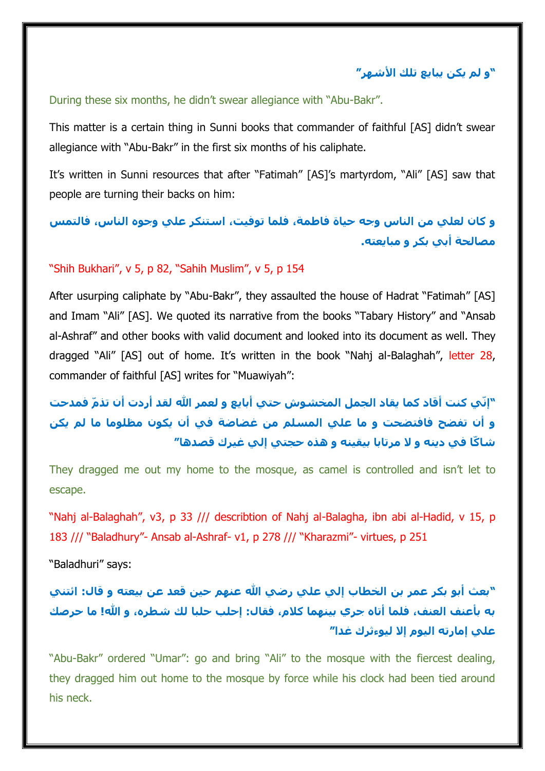"و لم يكن يبايع تلك الأشهر"

During these six months, he didn't swear allegiance with "Abu-Bakr".

This matter is a certain thing in Sunni books that commander of faithful [AS] didn't swear allegiance with "Abu-Bakr" in the first six months of his caliphate.

It's written in Sunni resources that after "Fatimah" [AS]'s martyrdom, "Ali" [AS] saw that people are turning their backs on him:

**و كان لعلي من الناس وجه حياة فاطمة، فلما توفيت، استنكر علي وجوه الناس، فالتمس مصالحة أبي بكر و مبايعته.**

"Shih Bukhari", v 5, p 82, "Sahih Muslim", v 5, p 154

After usurping caliphate by "Abu-Bakr", they assaulted the house of Hadrat "Fatimah" [AS] and Imam "Ali" [AS]. We quoted its narrative from the books "Tabary History" and "Ansab al-Ashraf" and other books with valid document and looked into its document as well. They dragged "Ali" [AS] out of home. It's written in the book "Nahj al-Balaghah", letter 28, commander of faithful [AS] writes for "Muawiyah":

**"إنّي كنت أقاد كما يقاد الجمل المخشوش حتي أبايع و لعمر الله لقد أردت أن تذمّ فمدحت و أن تفضح فافتضحت و ما علي المسلم من غضاضة في أن يكون مظلوما ما لم يكن شاكّا في دينه و لا مرتابا بيقينه و هذه حجتي إلي غيرك قصدها"**

They dragged me out my home to the mosque, as camel is controlled and isn't let to escape.

"Nahj al-Balaghah", v3, p 33 /// describtion of Nahj al-Balagha, ibn abi al-Hadid, v 15, p 183 /// "Baladhury"- Ansab al-Ashraf- v1, p 278 /// "Kharazmi"- virtues, p 251

"Baladhuri" says:

**"بعث أبو بكر عمر بن الخطاب إلي علي رضي الله عنهم حين قعد عن بيعته و قال: ائتني به بأعنف العنف، فلما أتاه جري بينهما كلام، فقال: إحلب حلبا لك شطره، و الله! ما حرصك علي إمارته اليوم إلا ليوءثرك غدا"**

"Abu-Bakr" ordered "Umar": go and bring "Ali" to the mosque with the fiercest dealing, they dragged him out home to the mosque by force while his clock had been tied around his neck.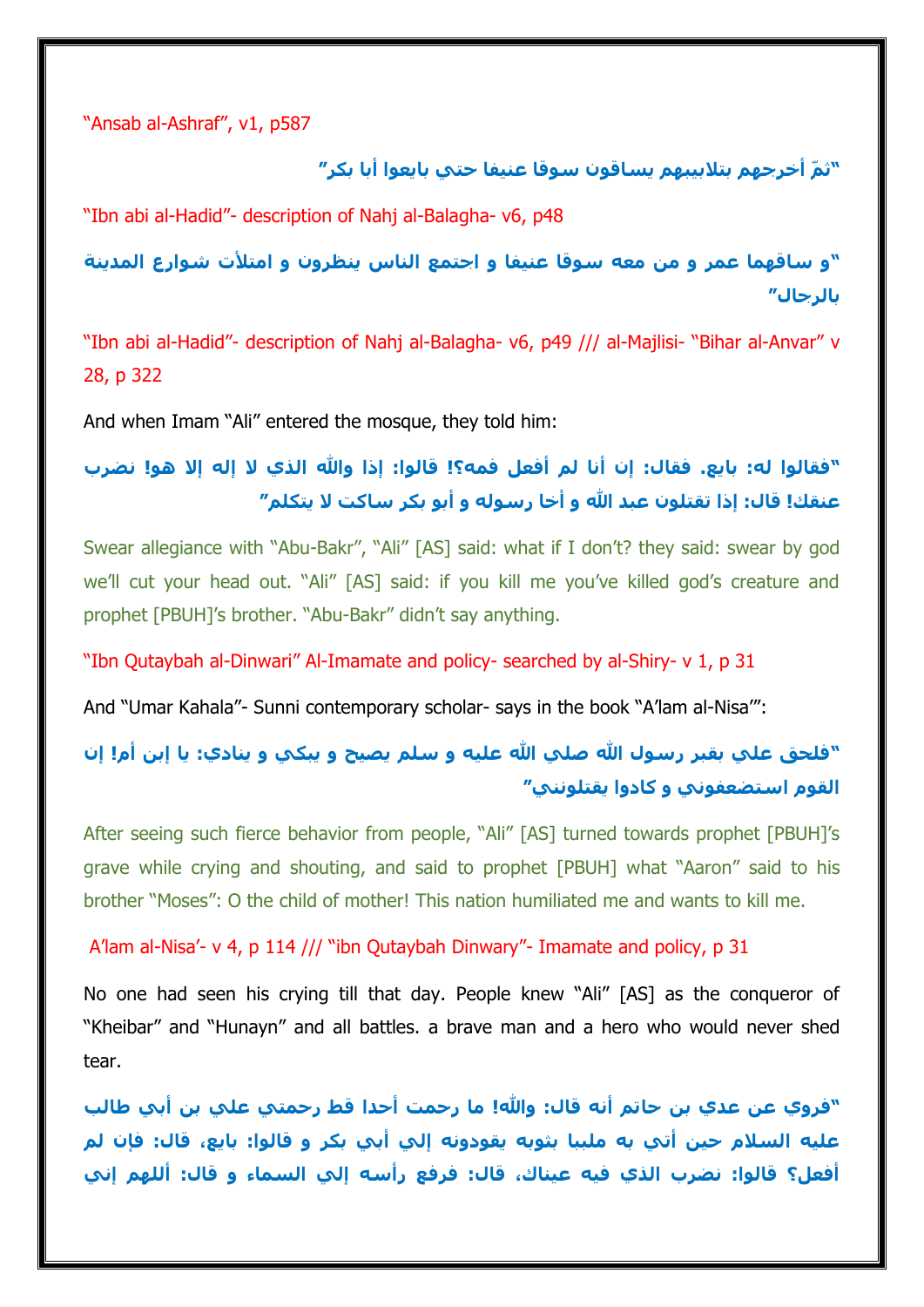"Ansab al-Ashraf", v1, p587

**"ثمّ أخرجهم بتلابيبهم يساقون سوقا عنيفا حتي بايعوا أبا بكر"**

"Ibn abi al-Hadid"- description of Nahj al-Balagha- v6, p48

**"و ساقهما عمر و من معه سوقا عنيفا و اجتمع الناس ينظرون و امتلأت شوارع المدينة بالرجال"**

"Ibn abi al-Hadid"- description of Nahj al-Balagha- v6, p49 /// al-Majlisi- "Bihar al-Anvar" v 28, p 322

And when Imam "Ali" entered the mosque, they told him:

**"فقالوا له: بايع. فقال: إن أنا لم أفعل فمه؟! قالوا: إذا والله الذي لا إله إلا هو! نضرب عنقك! قال: إذا تقتلون عبد الله و أخا رسوله و أبو بكر ساكت لا يتكلم"**

Swear allegiance with "Abu-Bakr", "Ali" [AS] said: what if I don't? they said: swear by god we'll cut your head out. "Ali" [AS] said: if you kill me you've killed god's creature and prophet [PBUH]'s brother. "Abu-Bakr" didn't say anything.

"Ibn Qutaybah al-Dinwari" Al-Imamate and policy- searched by al-Shiry- v 1, p 31

And "Umar Kahala"- Sunni contemporary scholar- says in the book "A'lam al-Nisa'":

**"فلحق علي بقبر رسول الله صلي الله عليه و سلم يصيح و يبكي و ينادي: يا إبن أم! إن القوم استضعفوني و كادوا يقتلونني"**

After seeing such fierce behavior from people, "Ali" [AS] turned towards prophet [PBUH]'s grave while crying and shouting, and said to prophet [PBUH] what "Aaron" said to his brother "Moses": O the child of mother! This nation humiliated me and wants to kill me.

A'lam al-Nisa'- v 4, p 114 /// "ibn Qutaybah Dinwary"- Imamate and policy, p 31

No one had seen his crying till that day. People knew "Ali" [AS] as the conqueror of "Kheibar" and "Hunayn" and all battles. a brave man and a hero who would never shed tear.

**"فروي عن عدي بن حاتم أنه قال: والله! ما رحمت أحدا قط رحمتي علي بن أبي طالب عليه السلام حين أتي به ملببا بثوبه يقودونه إلي أبي بكر و قالوا: بايع، قال: فإن لم أفعل؟ قالوا: نضرب الذي فيه عيناك، قال: فرفع رأسه إلي السماء و قال: أللهم إني**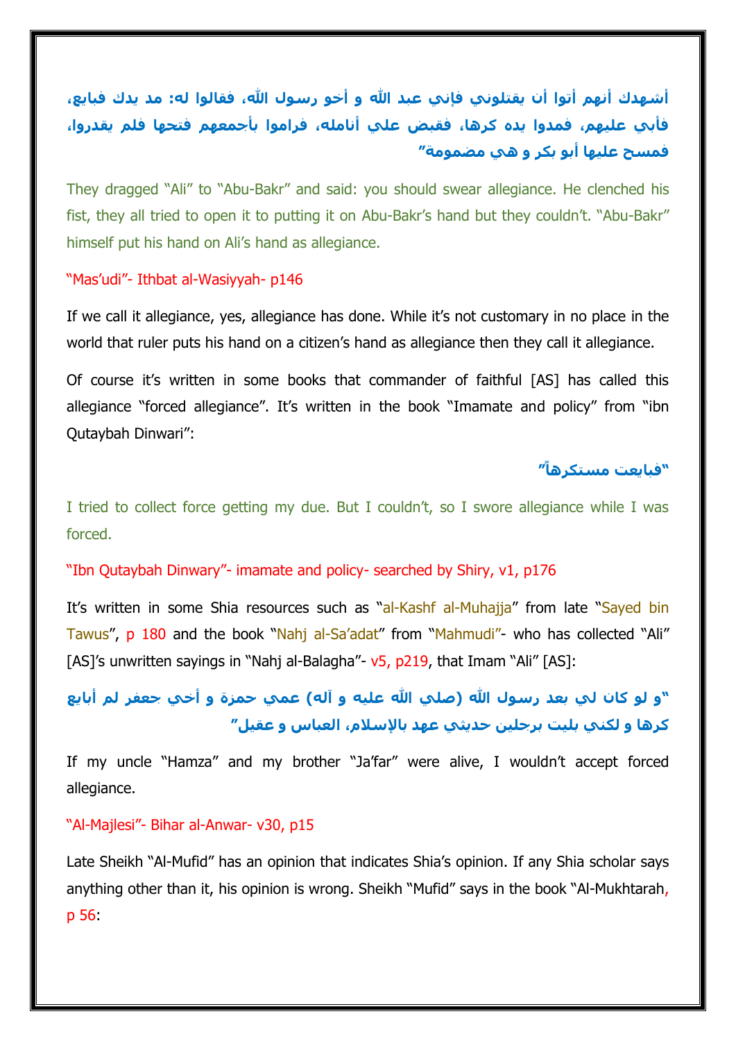**أشهدك أنهم أتوا أن يقتلوني فإني عبد الله و أخو رسول الله، فقالوا له: مد يدك فبايع، فأبي عليهم، فمدوا يده كرها، فقبض علي أنامله، فراموا بأجمعهم فتحها فلم يقدروا، فمسح عليها أبو بكر و هي مضمومة"**

They dragged "Ali" to "Abu-Bakr" and said: you should swear allegiance. He clenched his fist, they all tried to open it to putting it on Abu-Bakr's hand but they couldn't. "Abu-Bakr" himself put his hand on Ali's hand as allegiance.

"Mas'udi"- Ithbat al-Wasiyyah- p146

If we call it allegiance, yes, allegiance has done. While it's not customary in no place in the world that ruler puts his hand on a citizen's hand as allegiance then they call it allegiance.

Of course it's written in some books that commander of faithful [AS] has called this allegiance "forced allegiance". It's written in the book "Imamate and policy" from "ibn Qutaybah Dinwari":

**"فبايعت مستكرهاً"**

I tried to collect force getting my due. But I couldn't, so I swore allegiance while I was forced.

"Ibn Qutaybah Dinwary"- imamate and policy- searched by Shiry, v1, p176

It's written in some Shia resources such as "al-Kashf al-Muhajja" from late "Sayed bin Tawus", p 180 and the book "Nahj al-Sa'adat" from "Mahmudi"- who has collected "Ali" [AS]'s unwritten sayings in "Nahj al-Balagha"- v5, p219, that Imam "Ali" [AS]:

**"و لو كان لي بعد رسول الله (صلي الله عليه و آله) عمي حمزة و أخي جعفر لم أبايع كرها و لكني بليت برجلين حديثي عهد بالإسلام، العباس و عقيل"**

If my uncle "Hamza" and my brother "Ja'far" were alive, I wouldn't accept forced allegiance.

"Al-Majlesi"- Bihar al-Anwar- v30, p15

Late Sheikh "Al-Mufid" has an opinion that indicates Shia's opinion. If any Shia scholar says anything other than it, his opinion is wrong. Sheikh "Mufid" says in the book "Al-Mukhtarah, p 56: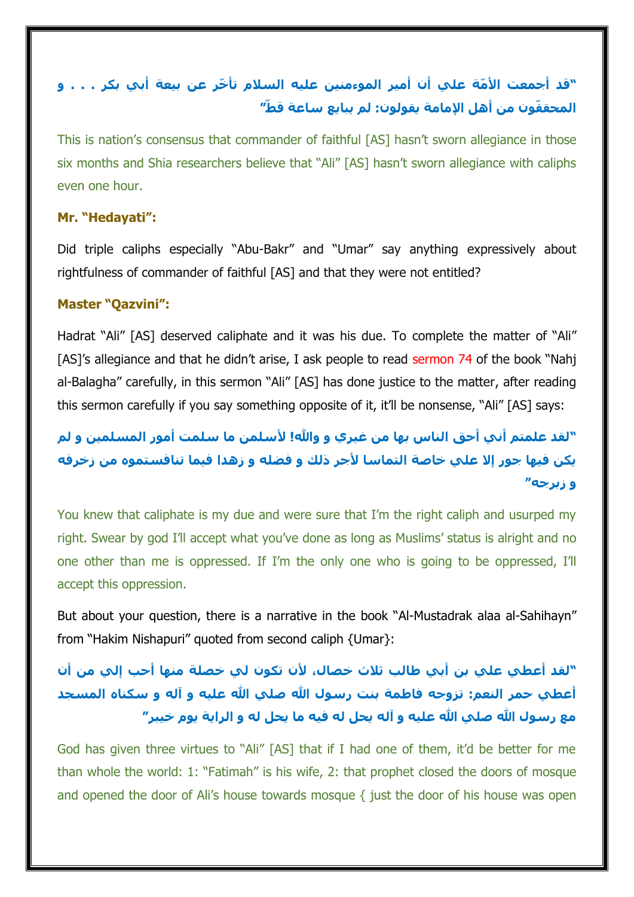**"قد أجمعت الأمّة علي أن أمير المؤمنين عليه السلام تأخّر عن بيعة أبي بكر . . . و المحققّون من أهل الإمامة يقولون: لم يبايع ساعة قطّ"**

This is nation's consensus that commander of faithful [AS] hasn't sworn allegiance in those six months and Shia researchers believe that "Ali" [AS] hasn't sworn allegiance with caliphs even one hour.

**Mr. "Hedayati":**

Did triple caliphs especially "Abu-Bakr" and "Umar" say anything expressively about rightfulness of commander of faithful [AS] and that they were not entitled?

**Master "Qazvini":**

Hadrat "Ali" [AS] deserved caliphate and it was his due. To complete the matter of "Ali" [AS]'s allegiance and that he didn't arise, I ask people to read sermon 74 of the book "Nahj al-Balagha" carefully, in this sermon "Ali" [AS] has done justice to the matter, after reading this sermon carefully if you say something opposite of it, it'll be nonsense, "Ali" [AS] says:

**"لقد علمتم أني أحق الناس بها من غيري و والله! لأسلمن ما سلمت أمور المسلمين و لم يكن فيها جور إلا علي خاصة التماسا لأجر ذلك و فضله و زهدا فيما تنافستموه من زخرفه و زبرجه"**

You knew that caliphate is my due and were sure that I'm the right caliph and usurped my right. Swear by god I'll accept what you've done as long as Muslims' status is alright and no one other than me is oppressed. If I'm the only one who is going to be oppressed, I'll accept this oppression.

But about your question, there is a narrative in the book "Al-Mustadrak alaa al-Sahihayn" from "Hakim Nishapuri" quoted from second caliph {Umar}:

**"لقد أعطي علي بن أبي طالب ثلاث خصال، لأن تكون لي خصلة منها أحب إلي من أن أعطي حمر النعم: تزوجه فاطمة بنت رسول الله صلي الله عليه و آله و سكناه المسجد مع رسول الله صلي الله عليه و آله يحل له فيه ما يحل له و الراية يوم خيبر"**

God has given three virtues to "Ali" [AS] that if I had one of them, it'd be better for me than whole the world: 1: "Fatimah" is his wife, 2: that prophet closed the doors of mosque and opened the door of Ali's house towards mosque { just the door of his house was open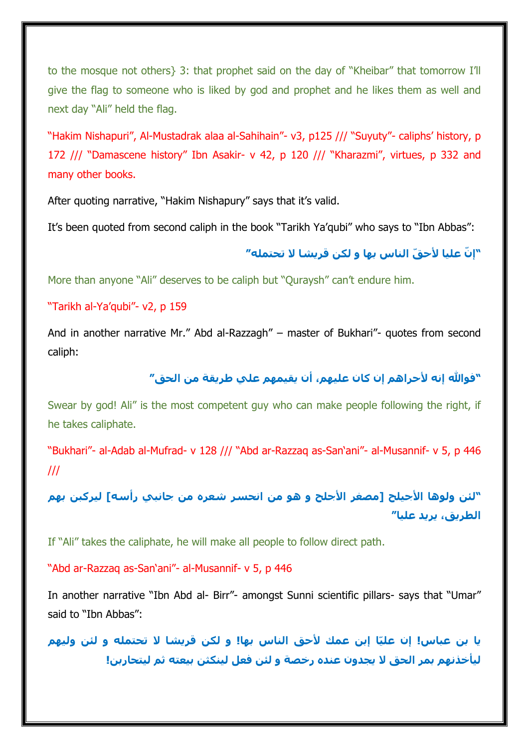to the mosque not others} 3: that prophet said on the day of "Kheibar" that tomorrow I'll give the flag to someone who is liked by god and prophet and he likes them as well and next day "Ali" held the flag.

"Hakim Nishapuri", Al-Mustadrak alaa al-Sahihain"- v3, p125 /// "Suyuty"- caliphs' history, p 172 /// "Damascene history" Ibn Asakir- v 42, p 120 /// "Kharazmi", virtues, p 332 and many other books.

After quoting narrative, "Hakim Nishapury" says that it's valid.

It's been quoted from second caliph in the book "Tarikh Ya'qubi" who says to "Ibn Abbas":

**"إنّ عليا لأحقّ الناس بها و لكن قريشا لا تحتمله"**

More than anyone "Ali" deserves to be caliph but "Quraysh" can't endure him.

"Tarikh al-Ya'qubi"- v2, p 159

And in another narrative Mr." Abd al-Razzagh" – master of Bukhari"- quotes from second caliph:

**"فواللّه إنه لأحراهم إن كان عليهم، أن يقيمهم علي طريقة من الحق"**

Swear by god! Ali" is the most competent guy who can make people following the right, if he takes caliphate.

"Bukhari"- al-Adab al-Mufrad- v 128 /// "Abd ar-Razzaq as-San'ani"- al-Musannif- v 5, p 446 ///

**"لئن ولوها الأجيلح [مصغر الأجلح و هو من انحسر شعره من جانبي رأسه] ليركبن بهم الطريق، يريد عليا"**

If "Ali" takes the caliphate, he will make all people to follow direct path.

"Abd ar-Razzaq as-San'ani"- al-Musannif- v 5, p 446

In another narrative "Ibn Abd al- Birr"- amongst Sunni scientific pillars- says that "Umar" said to "Ibn Abbas":

**يا بن عباس! إن عليّا إبن عمك لأحق الناس بها! و لكن قريشا لا تحتمله و لئن وليهم ليأخذنهم بمر الحق لا يجدون عنده رخصة و لئن فعل لينكثن بيعته ثم ليتحاربن!**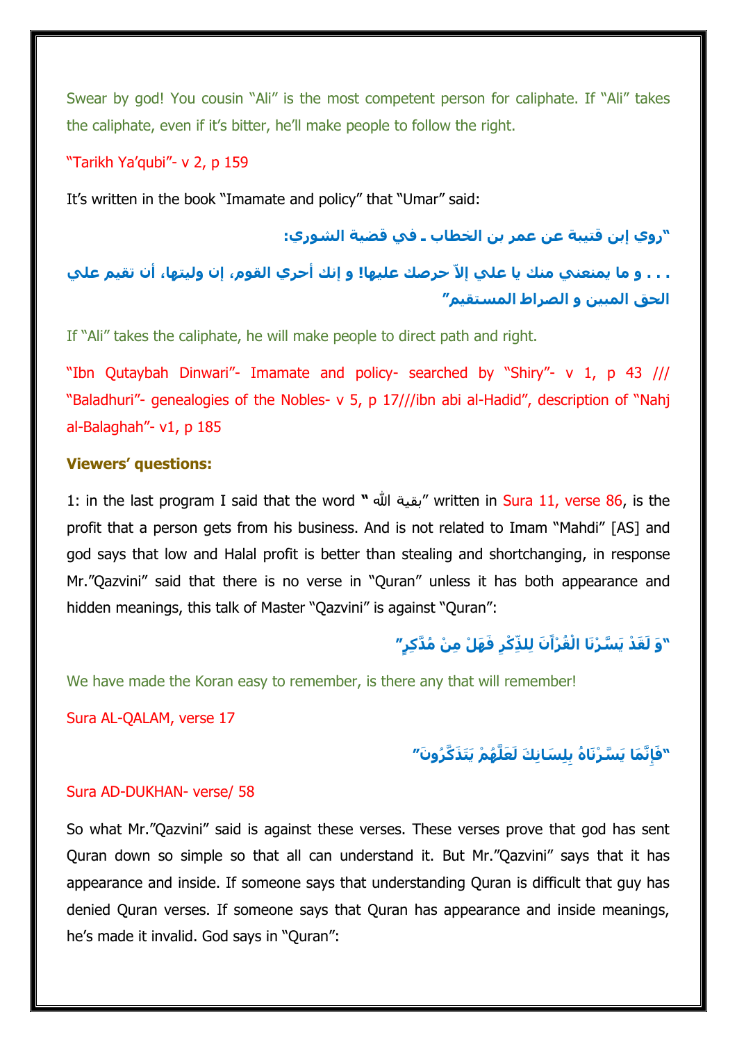Swear by god! You cousin “Ali” is the most competent person for caliphate. If “Ali” takes the caliphate, even if it’s bitter, he’ll make people to follow the right.

“Tarikh Ya’qubi”- v 2, p 159

It’s written in the book “Imamate and policy” that “Umar” said:

**“روي إبن قتيبة عن عمر بن الخطاب ـ في قضية الشوري:**

**. . . و ما يمنعني منك يا علي إلاّ حرصك عليها! و إنك أحري القوم، إن وليتها، أن تقيم علي الحق المبين و الصراط المستقيم”**

If “Ali” takes the caliphate, he will make people to direct path and right.

“Ibn Qutaybah Dinwari”- Imamate and policy- searched by “Shiry”- v 1, p 43 /// “Baladhuri”- genealogies of the Nobles- v 5, p 17///ibn abi al-Hadid”, description of “Nahj al-Balaghah”- v1, p 185

**Viewers’ questions:**

1: in the last program I said that the word “ بقية الله” written in Sura 11, verse 86, is the profit that a person gets from his business. And is not related to Imam “Mahdi” [AS] and god says that low and Halal profit is better than stealing and shortchanging, in response Mr.”Qazvini” said that there is no verse in “Quran” unless it has both appearance and hidden meanings, this talk of Master “Qazvini” is against “Quran”:

**“وَ لَقَدْ يَسَّرْنَا الْقُرْآنَ لِلذِّكْرِ فَهَلْ مِنْ مُدَّكِرٍ”**

We have made the Koran easy to remember, is there any that will remember!

Sura AL-QALAM, verse 17

**“فَإِنَّمَا يَسَّرْنَاهُ بِلِسَانِكَ لَعَلَّهُمْ يَتَذَكَّرُونَ”**

Sura AD-DUKHAN- verse/ 58

So what Mr.”Qazvini” said is against these verses. These verses prove that god has sent Quran down so simple so that all can understand it. But Mr.”Qazvini” says that it has appearance and inside. If someone says that understanding Quran is difficult that guy has denied Quran verses. If someone says that Quran has appearance and inside meanings, he’s made it invalid. God says in “Quran”: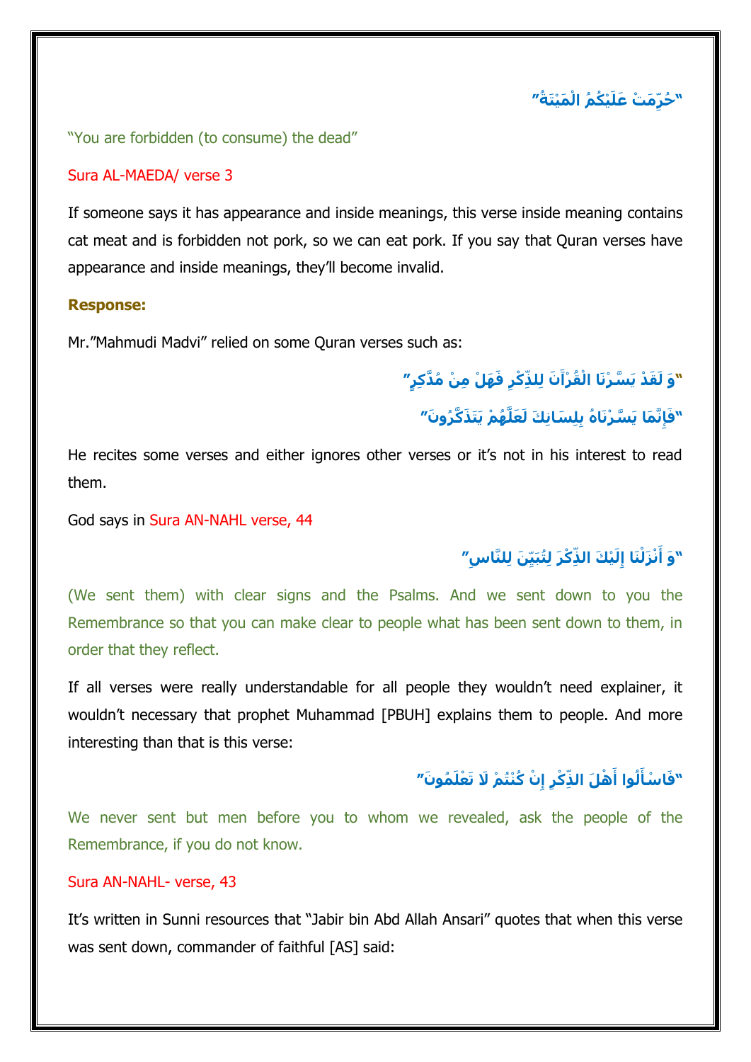"حُرِّمَتْ عَلَيْكُمُ الْمَيْتَةُ"

"You are forbidden (to consume) the dead"

Sura AL-MAEDA/ verse 3

If someone says it has appearance and inside meanings, this verse inside meaning contains cat meat and is forbidden not pork, so we can eat pork. If you say that Quran verses have appearance and inside meanings, they'll become invalid.

**Response:**

Mr."Mahmudi Madvi" relied on some Quran verses such as:

"وَ لَقَدْ يَسَّرْنَا الْقُرْآنَ لِلذِّكْرِ فَهَلْ مِنْ مُدَّكِرٍ"

"فَإِنَّمَا يَسَّرْنَاهُ بِلِسَانِكَ لَعَلَّهُمْ يَتَذَكَّرُونَ"

He recites some verses and either ignores other verses or it's not in his interest to read them.

God says in Sura AN-NAHL verse, 44

"وَ أَنْزَلْنَا إِلَيْكَ الذِّكْرَ لِتُبَيِّنَ لِلنَّاسِ"

(We sent them) with clear signs and the Psalms. And we sent down to you the Remembrance so that you can make clear to people what has been sent down to them, in order that they reflect.

If all verses were really understandable for all people they wouldn't need explainer, it wouldn't necessary that prophet Muhammad [PBUH] explains them to people. And more interesting than that is this verse:

"فَاسْأَلُوا أَهْلَ الذِّكْرِ إِنْ كُنْتُمْ لَا تَعْلَمُونَ"

We never sent but men before you to whom we revealed, ask the people of the Remembrance, if you do not know.

Sura AN-NAHL- verse, 43

It's written in Sunni resources that "Jabir bin Abd Allah Ansari" quotes that when this verse was sent down, commander of faithful [AS] said: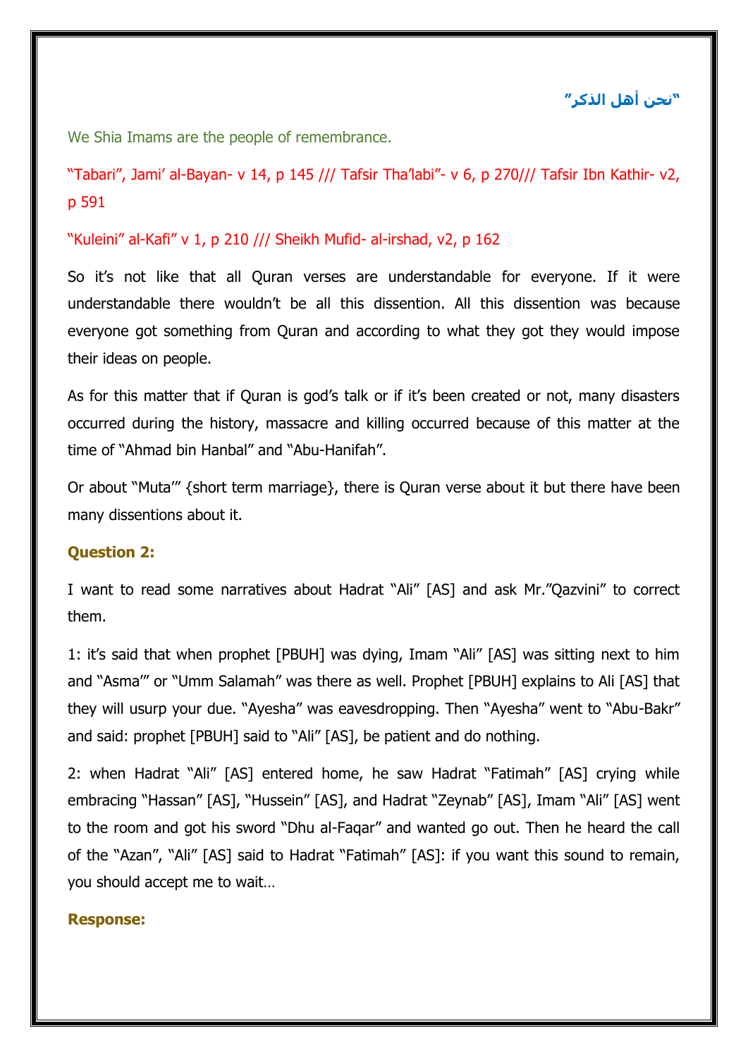"نحن أهل الذكر"

We Shia Imams are the people of remembrance.

"Tabari", Jami' al-Bayan- v 14, p 145 /// Tafsir Tha'labi"- v 6, p 270/// Tafsir Ibn Kathir- v2, p 591

"Kuleini" al-Kafi" v 1, p 210 /// Sheikh Mufid- al-irshad, v2, p 162

So it's not like that all Quran verses are understandable for everyone. If it were understandable there wouldn't be all this dissention. All this dissention was because everyone got something from Quran and according to what they got they would impose their ideas on people.

As for this matter that if Quran is god's talk or if it's been created or not, many disasters occurred during the history, massacre and killing occurred because of this matter at the time of "Ahmad bin Hanbal" and "Abu-Hanifah".

Or about "Muta'" {short term marriage}, there is Quran verse about it but there have been many dissentions about it.

**Question 2:**

I want to read some narratives about Hadrat "Ali" [AS] and ask Mr."Qazvini" to correct them.

1: it's said that when prophet [PBUH] was dying, Imam "Ali" [AS] was sitting next to him and "Asma'" or "Umm Salamah" was there as well. Prophet [PBUH] explains to Ali [AS] that they will usurp your due. "Ayesha" was eavesdropping. Then "Ayesha" went to "Abu-Bakr" and said: prophet [PBUH] said to "Ali" [AS], be patient and do nothing.

2: when Hadrat "Ali" [AS] entered home, he saw Hadrat "Fatimah" [AS] crying while embracing "Hassan" [AS], "Hussein" [AS], and Hadrat "Zeynab" [AS], Imam "Ali" [AS] went to the room and got his sword "Dhu al-Faqar" and wanted go out. Then he heard the call of the "Azan", "Ali" [AS] said to Hadrat "Fatimah" [AS]: if you want this sound to remain, you should accept me to wait…

**Response:**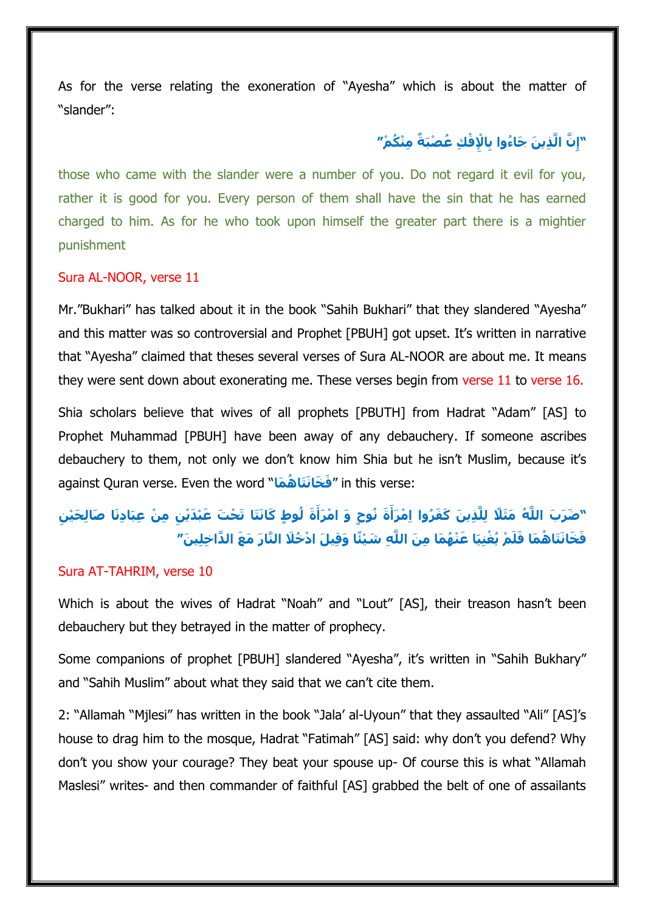As for the verse relating the exoneration of "Ayesha" which is about the matter of "slander":

**"إِنَّ الَّذِينَ جَاءُوا بِالْإِفْكِ عُصْبَةٌ مِنْكُمْ"**

those who came with the slander were a number of you. Do not regard it evil for you, rather it is good for you. Every person of them shall have the sin that he has earned charged to him. As for he who took upon himself the greater part there is a mightier punishment

Sura AL-NOOR, verse 11

Mr."Bukhari" has talked about it in the book "Sahih Bukhari" that they slandered "Ayesha" and this matter was so controversial and Prophet [PBUH] got upset. It's written in narrative that "Ayesha" claimed that theses several verses of Sura AL-NOOR are about me. It means they were sent down about exonerating me. These verses begin from verse 11 to verse 16.

Shia scholars believe that wives of all prophets [PBUTH] from Hadrat "Adam" [AS] to Prophet Muhammad [PBUH] have been away of any debauchery. If someone ascribes debauchery to them, not only we don't know him Shia but he isn't Muslim, because it's against Quran verse. Even the word "**فَخَانَتَاهُمَا**" in this verse:

**"ضَرَبَ اللَّهُ مَثَلًا لِلَّذِينَ كَفَرُوا امْرَأَةَ نُوحٍ وَ امْرَأَةَ لُوطٍ كَانَتَا تَحْتَ عَبْدَيْنِ مِنْ عِبَادِنَا صَالِحَيْنِ فَخَانَتَاهُمَا فَلَمْ يُغْنِيَا عَنْهُمَا مِنَ اللَّهِ شَيْئًا وَقِيلَ ادْخُلَا النَّارَ مَعَ الدَّاخِلِينَ"**

Sura AT-TAHRIM, verse 10

Which is about the wives of Hadrat "Noah" and "Lout" [AS], their treason hasn't been debauchery but they betrayed in the matter of prophecy.

Some companions of prophet [PBUH] slandered "Ayesha", it's written in "Sahih Bukhary" and "Sahih Muslim" about what they said that we can't cite them.

2: "Allamah "Mjlesi" has written in the book "Jala' al-Uyoun" that they assaulted "Ali" [AS]'s house to drag him to the mosque, Hadrat "Fatimah" [AS] said: why don't you defend? Why don't you show your courage? They beat your spouse up- Of course this is what "Allamah Maslesi" writes- and then commander of faithful [AS] grabbed the belt of one of assailants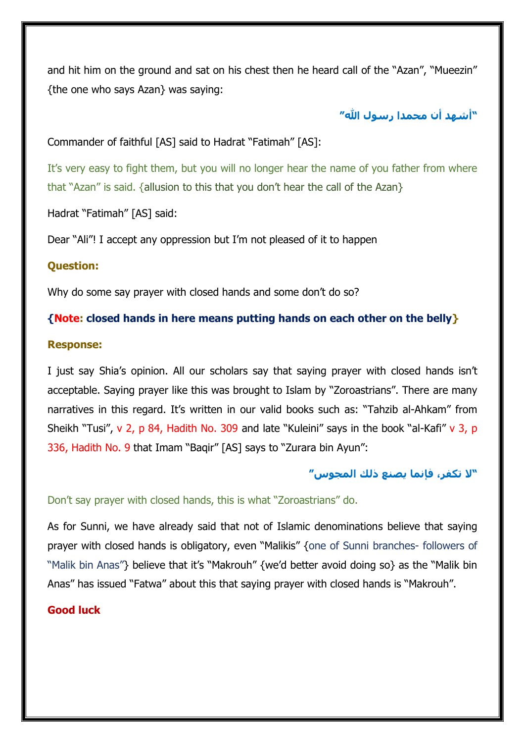and hit him on the ground and sat on his chest then he heard call of the “Azan”, “Mueezin” {the one who says Azan} was saying:

**“أشهد أن محمدا رسول الله”**

Commander of faithful [AS] said to Hadrat “Fatimah” [AS]:

It’s very easy to fight them, but you will no longer hear the name of you father from where that “Azan” is said. {allusion to this that you don’t hear the call of the Azan}

Hadrat “Fatimah” [AS] said:

Dear “Ali”! I accept any oppression but I’m not pleased of it to happen

**Question:**

Why do some say prayer with closed hands and some don’t do so?

**{Note: closed hands in here means putting hands on each other on the belly}**

**Response:**

I just say Shia’s opinion. All our scholars say that saying prayer with closed hands isn’t acceptable. Saying prayer like this was brought to Islam by “Zoroastrians”. There are many narratives in this regard. It’s written in our valid books such as: “Tahzib al-Ahkam” from Sheikh “Tusi”, v 2, p 84, Hadith No. 309 and late “Kuleini” says in the book “al-Kafi” v 3, p 336, Hadith No. 9 that Imam “Baqir” [AS] says to “Zurara bin Ayun”:

**“لا تكفر، فإنما يصنع ذلك المجوس”**

Don’t say prayer with closed hands, this is what “Zoroastrians” do.

As for Sunni, we have already said that not of Islamic denominations believe that saying prayer with closed hands is obligatory, even “Malikis” {one of Sunni branches- followers of “Malik bin Anas”} believe that it’s “Makrouh” {we’d better avoid doing so} as the “Malik bin Anas” has issued “Fatwa” about this that saying prayer with closed hands is “Makrouh”.

**Good luck**